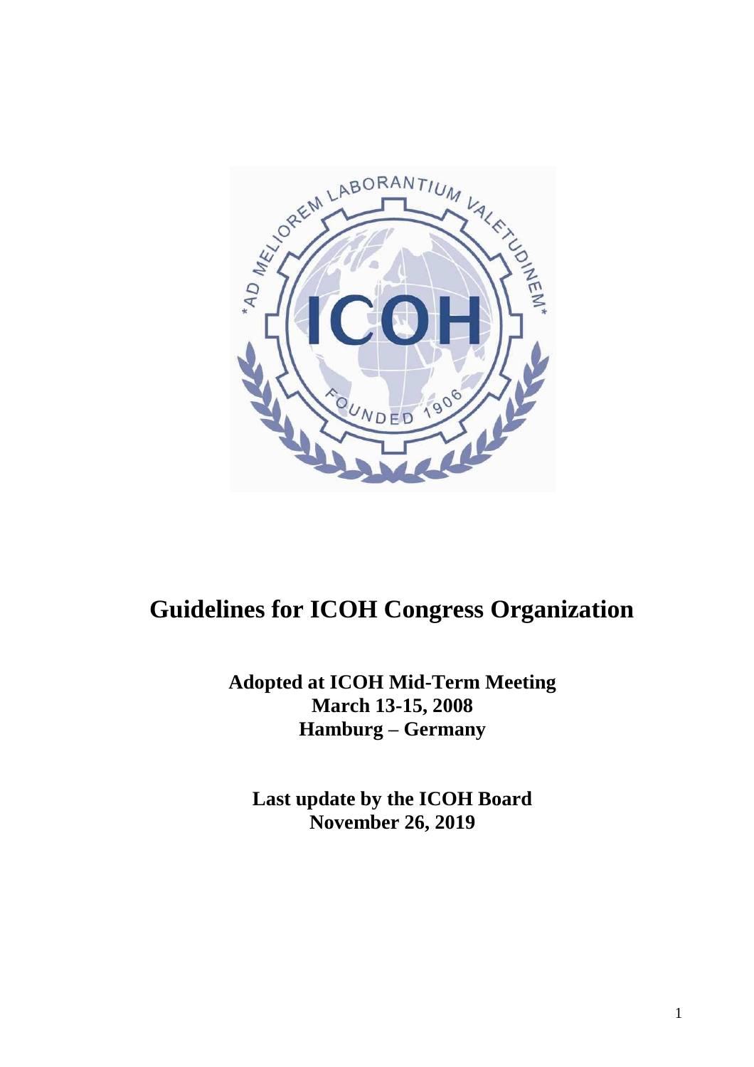# Guidelines for ICOH Congress Organization

**Adopted at ICOH Mid-Term Meeting**
**March 13-15, 2008**
**Hamburg – Germany**

**Last update by the ICOH Board**
**November 26, 2019**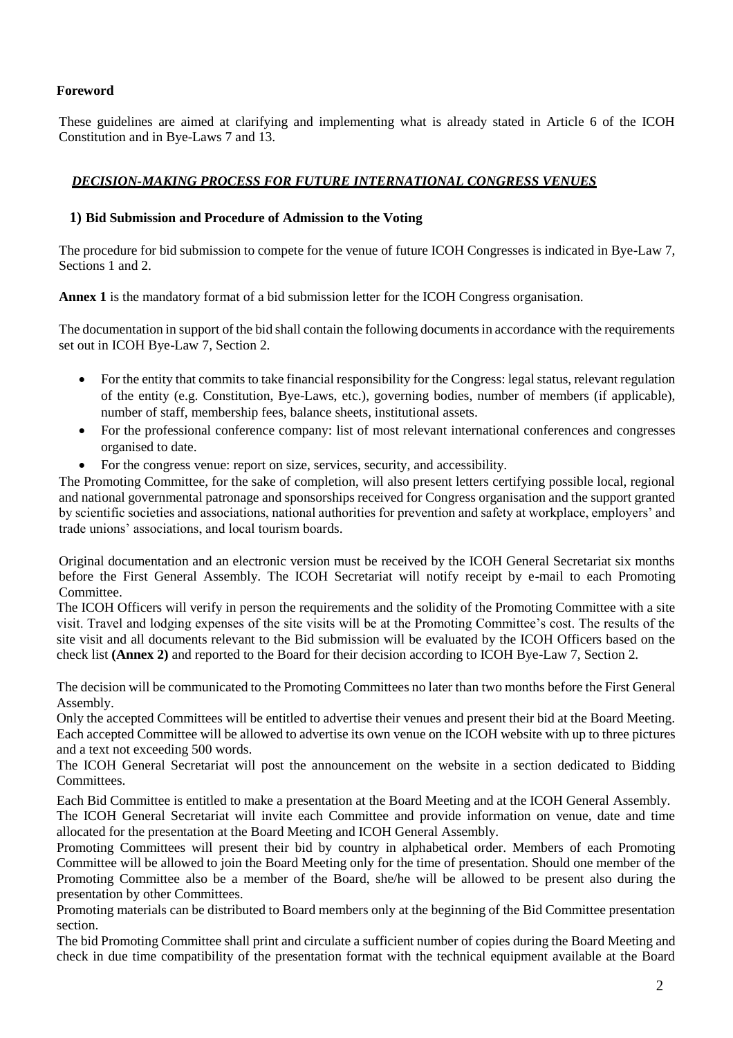## Foreword

These guidelines are aimed at clarifying and implementing what is already stated in Article 6 of the ICOH Constitution and in Bye-Laws 7 and 13.

## *DECISION-MAKING PROCESS FOR FUTURE INTERNATIONAL CONGRESS VENUES*

### 1) Bid Submission and Procedure of Admission to the Voting

The procedure for bid submission to compete for the venue of future ICOH Congresses is indicated in Bye-Law 7, Sections 1 and 2.

**Annex 1** is the mandatory format of a bid submission letter for the ICOH Congress organisation.

The documentation in support of the bid shall contain the following documents in accordance with the requirements set out in ICOH Bye-Law 7, Section 2.

- For the entity that commits to take financial responsibility for the Congress: legal status, relevant regulation of the entity (e.g. Constitution, Bye-Laws, etc.), governing bodies, number of members (if applicable), number of staff, membership fees, balance sheets, institutional assets.
- For the professional conference company: list of most relevant international conferences and congresses organised to date.
- For the congress venue: report on size, services, security, and accessibility.

The Promoting Committee, for the sake of completion, will also present letters certifying possible local, regional and national governmental patronage and sponsorships received for Congress organisation and the support granted by scientific societies and associations, national authorities for prevention and safety at workplace, employers' and trade unions' associations, and local tourism boards.

Original documentation and an electronic version must be received by the ICOH General Secretariat six months before the First General Assembly. The ICOH Secretariat will notify receipt by e-mail to each Promoting Committee.

The ICOH Officers will verify in person the requirements and the solidity of the Promoting Committee with a site visit. Travel and lodging expenses of the site visits will be at the Promoting Committee's cost. The results of the site visit and all documents relevant to the Bid submission will be evaluated by the ICOH Officers based on the check list **(Annex 2)** and reported to the Board for their decision according to ICOH Bye-Law 7, Section 2.

The decision will be communicated to the Promoting Committees no later than two months before the First General Assembly.

Only the accepted Committees will be entitled to advertise their venues and present their bid at the Board Meeting. Each accepted Committee will be allowed to advertise its own venue on the ICOH website with up to three pictures and a text not exceeding 500 words.

The ICOH General Secretariat will post the announcement on the website in a section dedicated to Bidding Committees.

Each Bid Committee is entitled to make a presentation at the Board Meeting and at the ICOH General Assembly.

The ICOH General Secretariat will invite each Committee and provide information on venue, date and time allocated for the presentation at the Board Meeting and ICOH General Assembly.

Promoting Committees will present their bid by country in alphabetical order. Members of each Promoting Committee will be allowed to join the Board Meeting only for the time of presentation. Should one member of the Promoting Committee also be a member of the Board, she/he will be allowed to be present also during the presentation by other Committees.

Promoting materials can be distributed to Board members only at the beginning of the Bid Committee presentation section.

The bid Promoting Committee shall print and circulate a sufficient number of copies during the Board Meeting and check in due time compatibility of the presentation format with the technical equipment available at the Board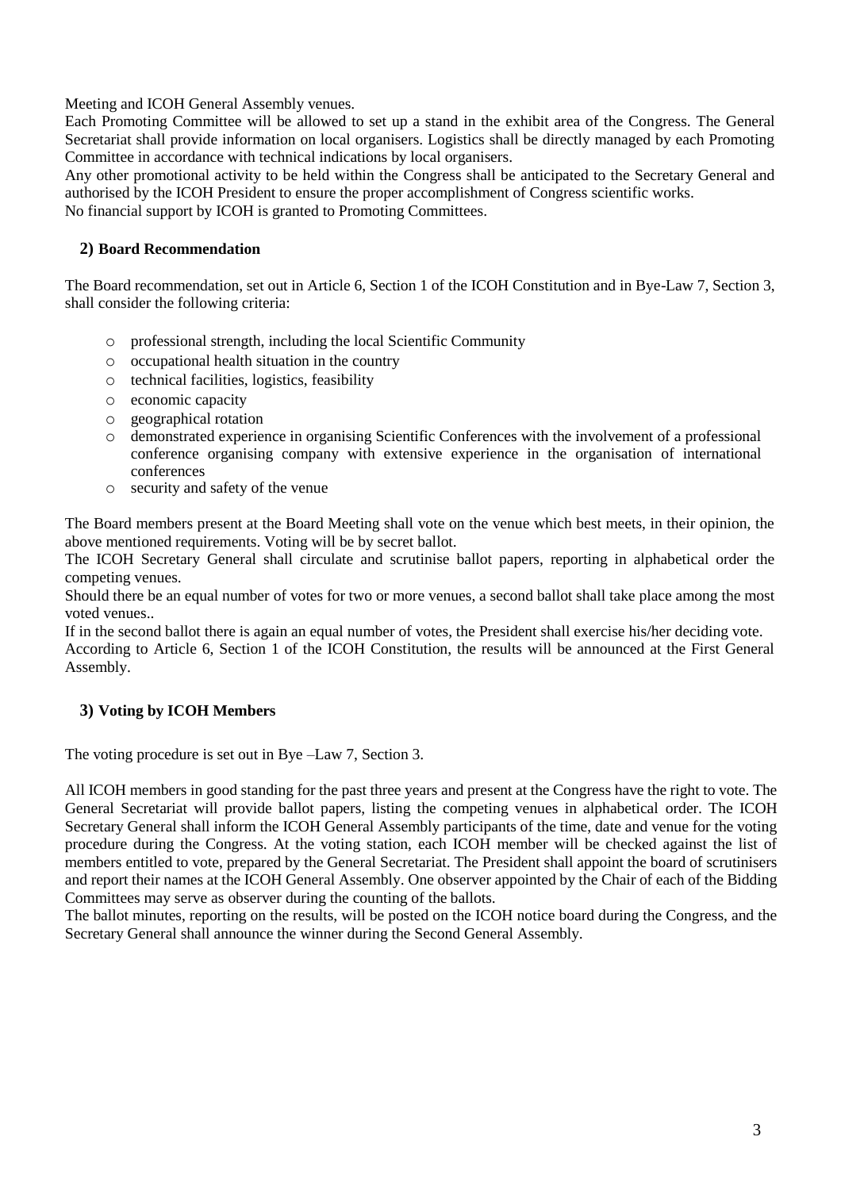Meeting and ICOH General Assembly venues.

Each Promoting Committee will be allowed to set up a stand in the exhibit area of the Congress. The General Secretariat shall provide information on local organisers. Logistics shall be directly managed by each Promoting Committee in accordance with technical indications by local organisers.

Any other promotional activity to be held within the Congress shall be anticipated to the Secretary General and authorised by the ICOH President to ensure the proper accomplishment of Congress scientific works.

No financial support by ICOH is granted to Promoting Committees.

## 2) Board Recommendation

The Board recommendation, set out in Article 6, Section 1 of the ICOH Constitution and in Bye-Law 7, Section 3, shall consider the following criteria:

- professional strength, including the local Scientific Community
- occupational health situation in the country
- technical facilities, logistics, feasibility
- economic capacity
- geographical rotation
- demonstrated experience in organising Scientific Conferences with the involvement of a professional conference organising company with extensive experience in the organisation of international conferences
- security and safety of the venue

The Board members present at the Board Meeting shall vote on the venue which best meets, in their opinion, the above mentioned requirements. Voting will be by secret ballot.

The ICOH Secretary General shall circulate and scrutinise ballot papers, reporting in alphabetical order the competing venues.

Should there be an equal number of votes for two or more venues, a second ballot shall take place among the most voted venues..

If in the second ballot there is again an equal number of votes, the President shall exercise his/her deciding vote.

According to Article 6, Section 1 of the ICOH Constitution, the results will be announced at the First General Assembly.

## 3) Voting by ICOH Members

The voting procedure is set out in Bye –Law 7, Section 3.

All ICOH members in good standing for the past three years and present at the Congress have the right to vote. The General Secretariat will provide ballot papers, listing the competing venues in alphabetical order. The ICOH Secretary General shall inform the ICOH General Assembly participants of the time, date and venue for the voting procedure during the Congress. At the voting station, each ICOH member will be checked against the list of members entitled to vote, prepared by the General Secretariat. The President shall appoint the board of scrutinisers and report their names at the ICOH General Assembly. One observer appointed by the Chair of each of the Bidding Committees may serve as observer during the counting of the ballots.

The ballot minutes, reporting on the results, will be posted on the ICOH notice board during the Congress, and the Secretary General shall announce the winner during the Second General Assembly.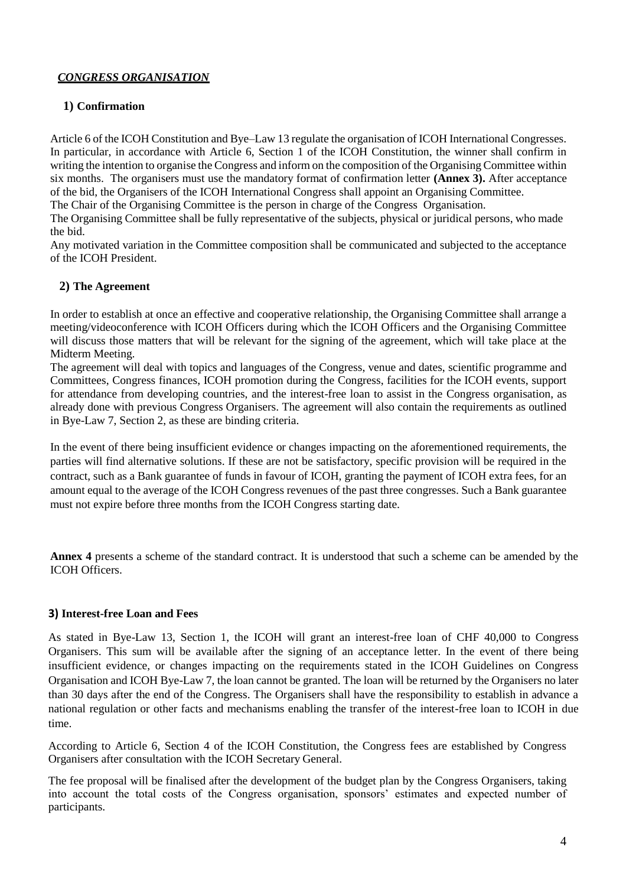## *CONGRESS ORGANISATION*

### 1) Confirmation

Article 6 of the ICOH Constitution and Bye–Law 13 regulate the organisation of ICOH International Congresses. In particular, in accordance with Article 6, Section 1 of the ICOH Constitution, the winner shall confirm in writing the intention to organise the Congress and inform on the composition of the Organising Committee within six months. The organisers must use the mandatory format of confirmation letter **(Annex 3).** After acceptance of the bid, the Organisers of the ICOH International Congress shall appoint an Organising Committee.

The Chair of the Organising Committee is the person in charge of the Congress Organisation.

The Organising Committee shall be fully representative of the subjects, physical or juridical persons, who made the bid.

Any motivated variation in the Committee composition shall be communicated and subjected to the acceptance of the ICOH President.

### 2) The Agreement

In order to establish at once an effective and cooperative relationship, the Organising Committee shall arrange a meeting/videoconference with ICOH Officers during which the ICOH Officers and the Organising Committee will discuss those matters that will be relevant for the signing of the agreement, which will take place at the Midterm Meeting.

The agreement will deal with topics and languages of the Congress, venue and dates, scientific programme and Committees, Congress finances, ICOH promotion during the Congress, facilities for the ICOH events, support for attendance from developing countries, and the interest-free loan to assist in the Congress organisation, as already done with previous Congress Organisers. The agreement will also contain the requirements as outlined in Bye-Law 7, Section 2, as these are binding criteria.

In the event of there being insufficient evidence or changes impacting on the aforementioned requirements, the parties will find alternative solutions. If these are not be satisfactory, specific provision will be required in the contract, such as a Bank guarantee of funds in favour of ICOH, granting the payment of ICOH extra fees, for an amount equal to the average of the ICOH Congress revenues of the past three congresses. Such a Bank guarantee must not expire before three months from the ICOH Congress starting date.

**Annex 4** presents a scheme of the standard contract. It is understood that such a scheme can be amended by the ICOH Officers.

### 3) Interest-free Loan and Fees

As stated in Bye-Law 13, Section 1, the ICOH will grant an interest-free loan of CHF 40,000 to Congress Organisers. This sum will be available after the signing of an acceptance letter. In the event of there being insufficient evidence, or changes impacting on the requirements stated in the ICOH Guidelines on Congress Organisation and ICOH Bye-Law 7, the loan cannot be granted. The loan will be returned by the Organisers no later than 30 days after the end of the Congress. The Organisers shall have the responsibility to establish in advance a national regulation or other facts and mechanisms enabling the transfer of the interest-free loan to ICOH in due time.

According to Article 6, Section 4 of the ICOH Constitution, the Congress fees are established by Congress Organisers after consultation with the ICOH Secretary General.

The fee proposal will be finalised after the development of the budget plan by the Congress Organisers, taking into account the total costs of the Congress organisation, sponsors' estimates and expected number of participants.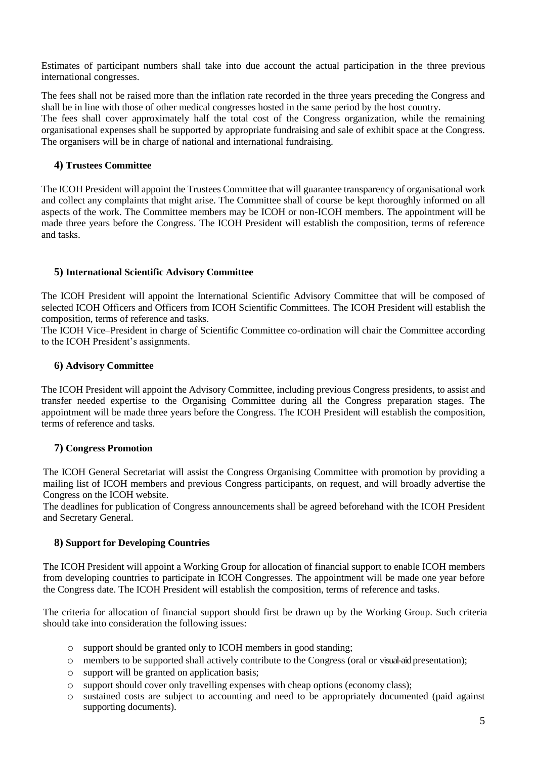Estimates of participant numbers shall take into due account the actual participation in the three previous international congresses.

The fees shall not be raised more than the inflation rate recorded in the three years preceding the Congress and shall be in line with those of other medical congresses hosted in the same period by the host country.
The fees shall cover approximately half the total cost of the Congress organization, while the remaining organisational expenses shall be supported by appropriate fundraising and sale of exhibit space at the Congress. The organisers will be in charge of national and international fundraising.

### 4) Trustees Committee

The ICOH President will appoint the Trustees Committee that will guarantee transparency of organisational work and collect any complaints that might arise. The Committee shall of course be kept thoroughly informed on all aspects of the work. The Committee members may be ICOH or non-ICOH members. The appointment will be made three years before the Congress. The ICOH President will establish the composition, terms of reference and tasks.

### 5) International Scientific Advisory Committee

The ICOH President will appoint the International Scientific Advisory Committee that will be composed of selected ICOH Officers and Officers from ICOH Scientific Committees. The ICOH President will establish the composition, terms of reference and tasks.
The ICOH Vice–President in charge of Scientific Committee co-ordination will chair the Committee according to the ICOH President's assignments.

### 6) Advisory Committee

The ICOH President will appoint the Advisory Committee, including previous Congress presidents, to assist and transfer needed expertise to the Organising Committee during all the Congress preparation stages. The appointment will be made three years before the Congress. The ICOH President will establish the composition, terms of reference and tasks.

### 7) Congress Promotion

The ICOH General Secretariat will assist the Congress Organising Committee with promotion by providing a mailing list of ICOH members and previous Congress participants, on request, and will broadly advertise the Congress on the ICOH website.
The deadlines for publication of Congress announcements shall be agreed beforehand with the ICOH President and Secretary General.

### 8) Support for Developing Countries

The ICOH President will appoint a Working Group for allocation of financial support to enable ICOH members from developing countries to participate in ICOH Congresses. The appointment will be made one year before the Congress date. The ICOH President will establish the composition, terms of reference and tasks.

The criteria for allocation of financial support should first be drawn up by the Working Group. Such criteria should take into consideration the following issues:

- support should be granted only to ICOH members in good standing;
- members to be supported shall actively contribute to the Congress (oral or visual-aid presentation);
- support will be granted on application basis;
- support should cover only travelling expenses with cheap options (economy class);
- sustained costs are subject to accounting and need to be appropriately documented (paid against supporting documents).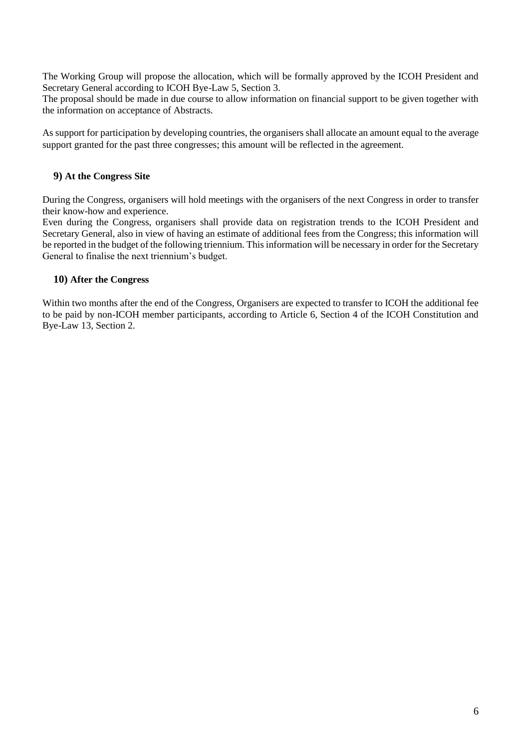The Working Group will propose the allocation, which will be formally approved by the ICOH President and Secretary General according to ICOH Bye-Law 5, Section 3.
The proposal should be made in due course to allow information on financial support to be given together with the information on acceptance of Abstracts.

As support for participation by developing countries, the organisers shall allocate an amount equal to the average support granted for the past three congresses; this amount will be reflected in the agreement.

## 9) At the Congress Site

During the Congress, organisers will hold meetings with the organisers of the next Congress in order to transfer their know-how and experience.
Even during the Congress, organisers shall provide data on registration trends to the ICOH President and Secretary General, also in view of having an estimate of additional fees from the Congress; this information will be reported in the budget of the following triennium. This information will be necessary in order for the Secretary General to finalise the next triennium's budget.

## 10) After the Congress

Within two months after the end of the Congress, Organisers are expected to transfer to ICOH the additional fee to be paid by non-ICOH member participants, according to Article 6, Section 4 of the ICOH Constitution and Bye-Law 13, Section 2.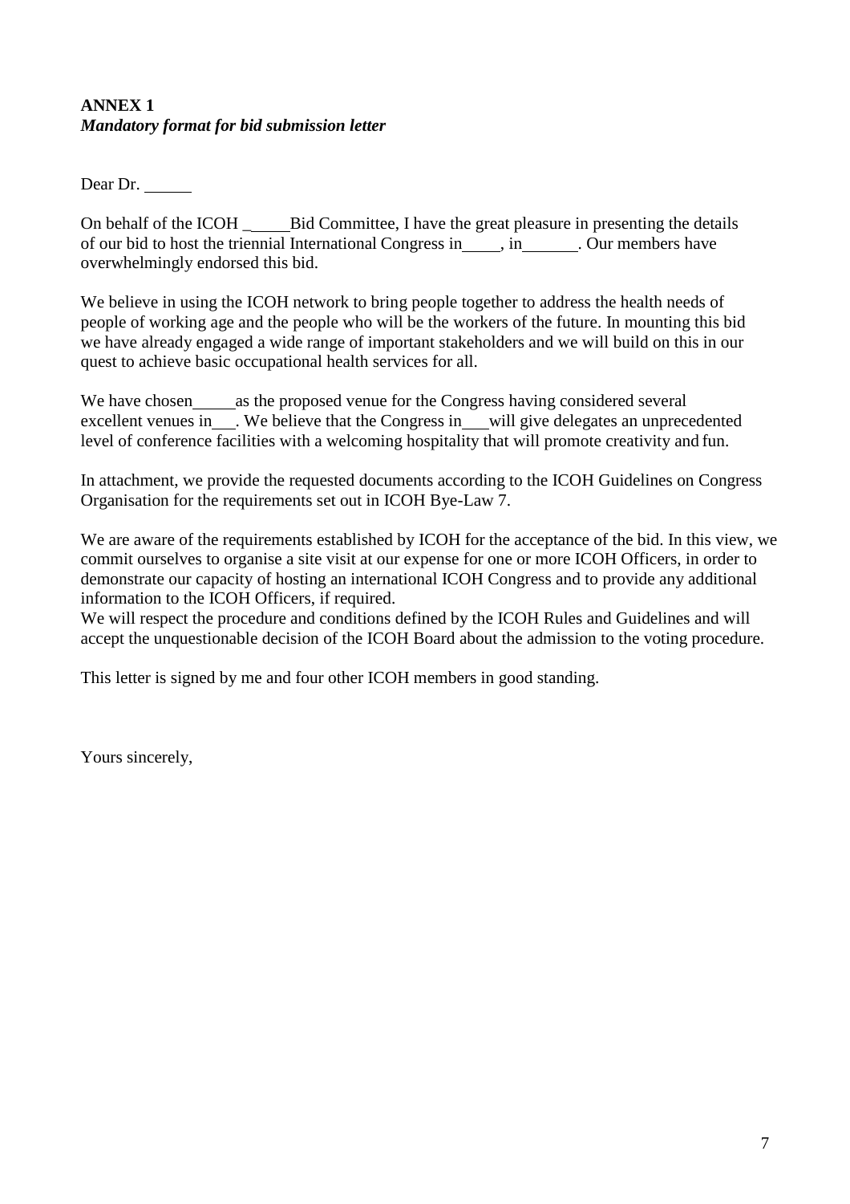**ANNEX 1**
***Mandatory format for bid submission letter***

Dear Dr. ______

On behalf of the ICOH _____Bid Committee, I have the great pleasure in presenting the details of our bid to host the triennial International Congress in_____, in_______. Our members have overwhelmingly endorsed this bid.

We believe in using the ICOH network to bring people together to address the health needs of people of working age and the people who will be the workers of the future. In mounting this bid we have already engaged a wide range of important stakeholders and we will build on this in our quest to achieve basic occupational health services for all.

We have chosen_____as the proposed venue for the Congress having considered several excellent venues in___. We believe that the Congress in___will give delegates an unprecedented level of conference facilities with a welcoming hospitality that will promote creativity and fun.

In attachment, we provide the requested documents according to the ICOH Guidelines on Congress Organisation for the requirements set out in ICOH Bye-Law 7.

We are aware of the requirements established by ICOH for the acceptance of the bid. In this view, we commit ourselves to organise a site visit at our expense for one or more ICOH Officers, in order to demonstrate our capacity of hosting an international ICOH Congress and to provide any additional information to the ICOH Officers, if required.
We will respect the procedure and conditions defined by the ICOH Rules and Guidelines and will accept the unquestionable decision of the ICOH Board about the admission to the voting procedure.

This letter is signed by me and four other ICOH members in good standing.

Yours sincerely,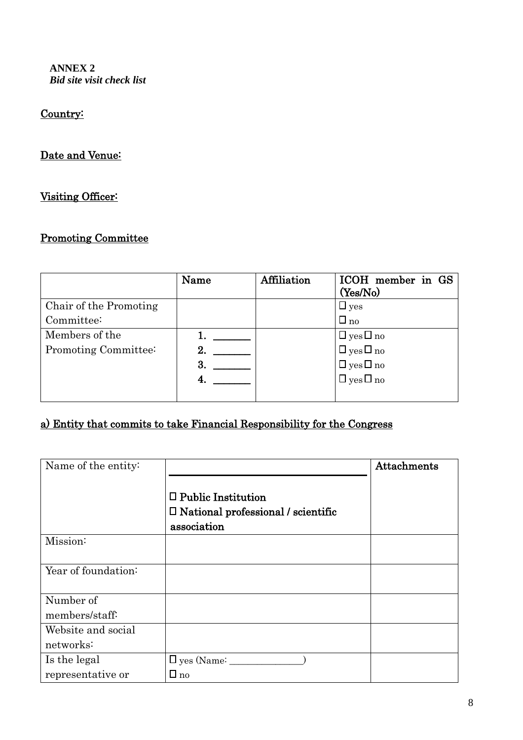**ANNEX 2**
***Bid site visit check list***

<u>**Country:**</u>

<u>**Date and Venue:**</u>

<u>**Visiting Officer:**</u>

<u>**Promoting Committee**</u>

| | **Name** | **Affiliation** | **ICOH member in GS (Yes/No)** |
|---|---|---|---|
| Chair of the Promoting Committee: | | | ☐ yes<br>☐ no |
| Members of the Promoting Committee: | **1.** _______<br>**2.** _______<br>**3.** _______<br>**4.** _______ | | ☐ yes ☐ no<br>☐ yes ☐ no<br>☐ yes ☐ no<br>☐ yes ☐ no |

<u>**a) Entity that commits to take Financial Responsibility for the Congress**</u>

| Name of the entity: | ______________________________<br><br>☐ **Public Institution**<br>☐ **National professional / scientific association** | **Attachments** |
|---|---|---|
| Mission: | | |
| Year of foundation: | | |
| Number of members/staff: | | |
| Website and social networks: | | |
| Is the legal representative or | ☐ yes (Name: ______________)<br>☐ no | |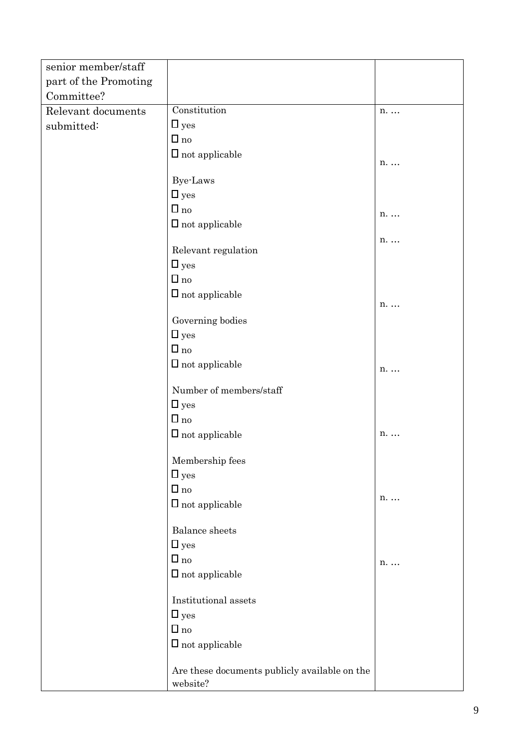| senior member/staff part of the Promoting Committee? | | |
|---|---|---|
| Relevant documents submitted: | Constitution<br>☐ yes<br>☐ no<br>☐ not applicable<br><br>Bye-Laws<br>☐ yes<br>☐ no<br>☐ not applicable<br><br>Relevant regulation<br>☐ yes<br>☐ no<br>☐ not applicable<br><br>Governing bodies<br>☐ yes<br>☐ no<br>☐ not applicable<br><br>Number of members/staff<br>☐ yes<br>☐ no<br>☐ not applicable<br><br>Membership fees<br>☐ yes<br>☐ no<br>☐ not applicable<br><br>Balance sheets<br>☐ yes<br>☐ no<br>☐ not applicable<br><br>Institutional assets<br>☐ yes<br>☐ no<br>☐ not applicable<br><br>Are these documents publicly available on the website? | n. …<br><br>n. …<br><br>n. …<br><br>n. …<br><br>n. …<br><br>n. …<br><br>n. …<br><br>n. … |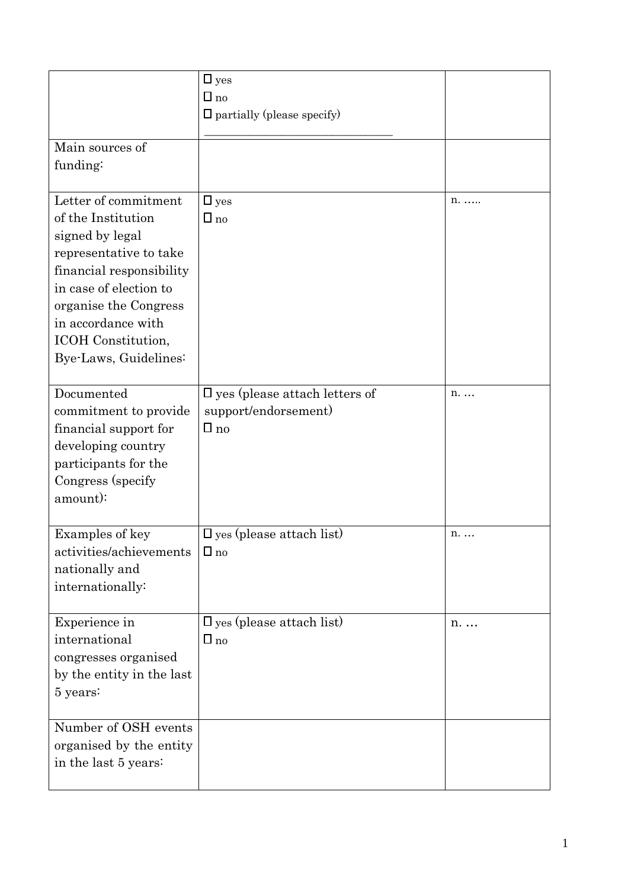| | | |
|---|---|---|
| | ☐ yes<br>☐ no<br>☐ partially (please specify)<br>\_\_\_\_\_\_\_\_\_\_\_\_\_\_\_\_\_\_\_\_\_\_\_\_\_\_\_\_\_\_ | |
| Main sources of funding: | | |
| Letter of commitment of the Institution signed by legal representative to take financial responsibility in case of election to organise the Congress in accordance with ICOH Constitution, Bye-Laws, Guidelines: | ☐ yes<br>☐ no | n. ….. |
| Documented commitment to provide financial support for developing country participants for the Congress (specify amount): | ☐ yes (please attach letters of support/endorsement)<br>☐ no | n. … |
| Examples of key activities/achievements nationally and internationally: | ☐ yes (please attach list)<br>☐ no | n. … |
| Experience in international congresses organised by the entity in the last 5 years: | ☐ yes (please attach list)<br>☐ no | n. … |
| Number of OSH events organised by the entity in the last 5 years: | | |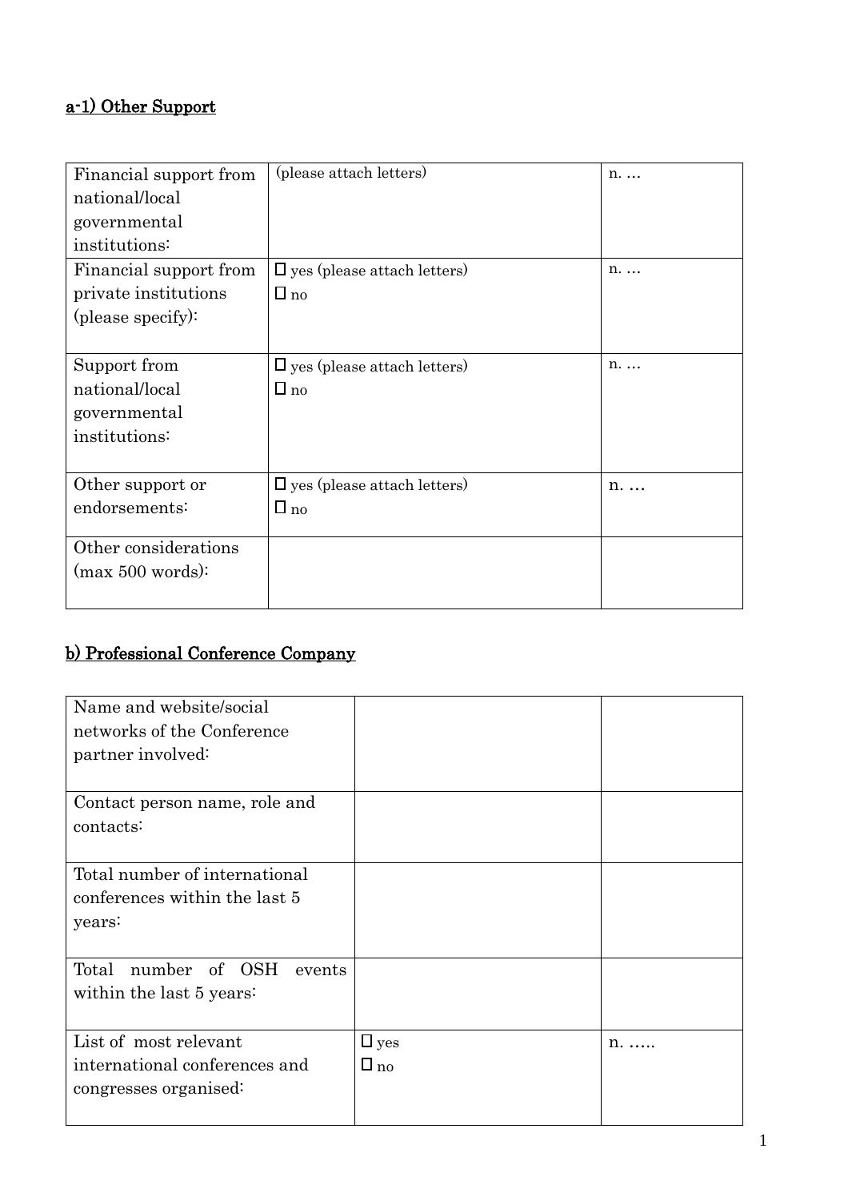## a-1) Other Support

| | | |
|---|---|---|
| Financial support from national/local governmental institutions: | (please attach letters) | n. … |
| Financial support from private institutions (please specify): | ☐ yes (please attach letters)<br>☐ no | n. … |
| Support from national/local governmental institutions: | ☐ yes (please attach letters)<br>☐ no | n. … |
| Other support or endorsements: | ☐ yes (please attach letters)<br>☐ no | n. … |
| Other considerations (max 500 words): | | |

## b) Professional Conference Company

| | | |
|---|---|---|
| Name and website/social networks of the Conference partner involved: | | |
| Contact person name, role and contacts: | | |
| Total number of international conferences within the last 5 years: | | |
| Total number of OSH events within the last 5 years: | | |
| List of most relevant international conferences and congresses organised: | ☐ yes<br>☐ no | n. ….. |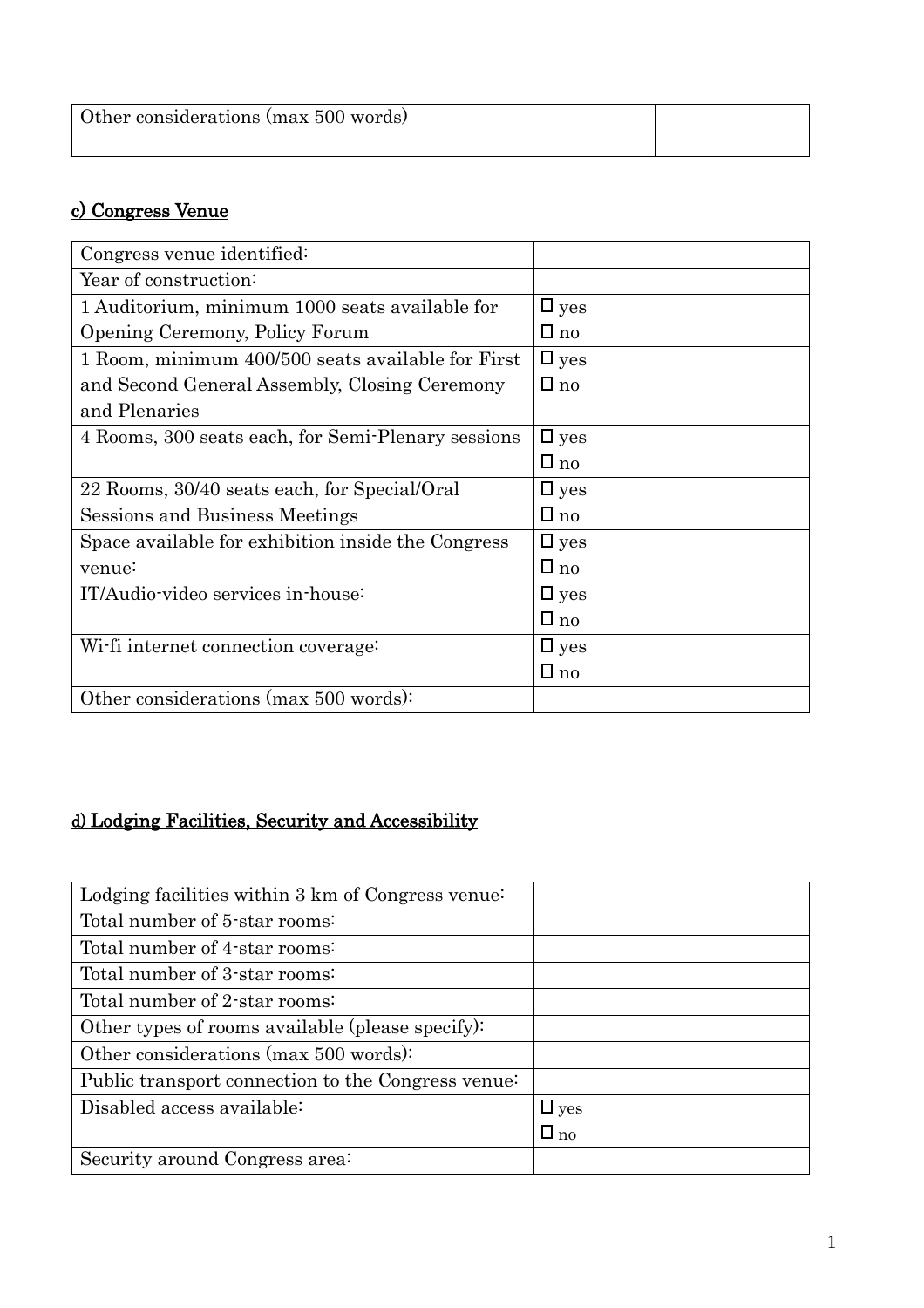| Other considerations (max 500 words) | |
|---|---|

## c) Congress Venue

| Congress venue identified: | |
|---|---|
| Year of construction: | |
| 1 Auditorium, minimum 1000 seats available for Opening Ceremony, Policy Forum | ☐ yes<br>☐ no |
| 1 Room, minimum 400/500 seats available for First and Second General Assembly, Closing Ceremony and Plenaries | ☐ yes<br>☐ no |
| 4 Rooms, 300 seats each, for Semi-Plenary sessions | ☐ yes<br>☐ no |
| 22 Rooms, 30/40 seats each, for Special/Oral Sessions and Business Meetings | ☐ yes<br>☐ no |
| Space available for exhibition inside the Congress venue: | ☐ yes<br>☐ no |
| IT/Audio-video services in-house: | ☐ yes<br>☐ no |
| Wi-fi internet connection coverage: | ☐ yes<br>☐ no |
| Other considerations (max 500 words): | |

## d) Lodging Facilities, Security and Accessibility

| Lodging facilities within 3 km of Congress venue: | |
|---|---|
| Total number of 5-star rooms: | |
| Total number of 4-star rooms: | |
| Total number of 3-star rooms: | |
| Total number of 2-star rooms: | |
| Other types of rooms available (please specify): | |
| Other considerations (max 500 words): | |
| Public transport connection to the Congress venue: | |
| Disabled access available: | ☐ yes<br>☐ no |
| Security around Congress area: | |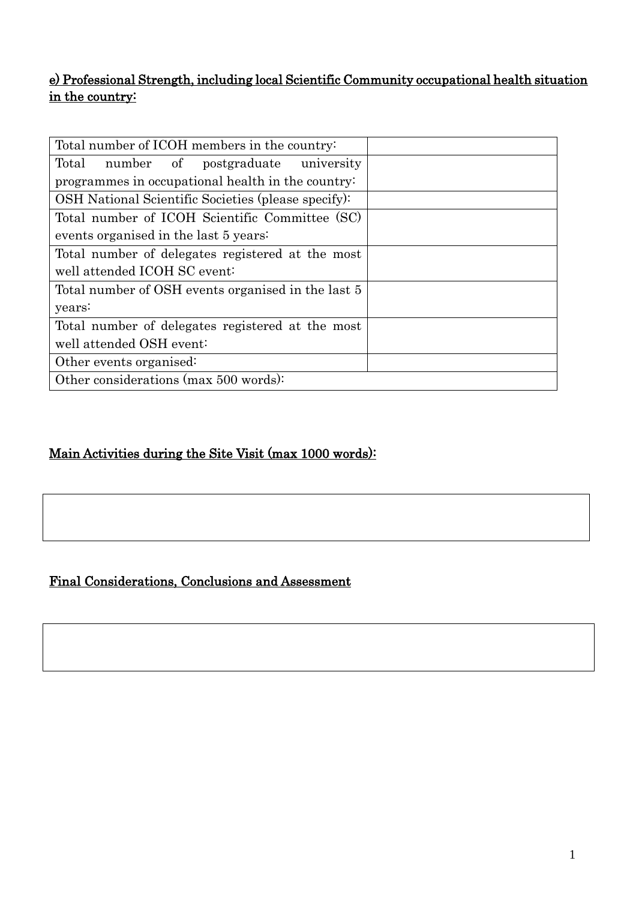**<u>e) Professional Strength, including local Scientific Community occupational health situation in the country:</u>**

| | |
|---|---|
| Total number of ICOH members in the country: | |
| Total number of postgraduate university programmes in occupational health in the country: | |
| OSH National Scientific Societies (please specify): | |
| Total number of ICOH Scientific Committee (SC) events organised in the last 5 years: | |
| Total number of delegates registered at the most well attended ICOH SC event: | |
| Total number of OSH events organised in the last 5 years: | |
| Total number of delegates registered at the most well attended OSH event: | |
| Other events organised: | |
| Other considerations (max 500 words): | |

**<u>Main Activities during the Site Visit (max 1000 words):</u>**

| |
|---|
| |

**<u>Final Considerations, Conclusions and Assessment</u>**

| |
|---|
| |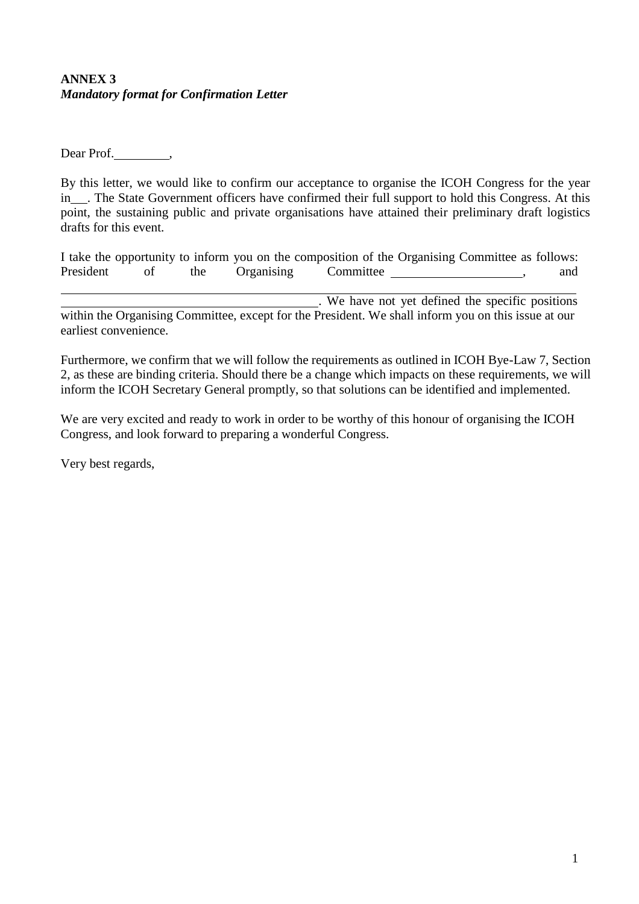**ANNEX 3**
***Mandatory format for Confirmation Letter***

Dear Prof.\_\_\_\_\_\_\_\_\_,

By this letter, we would like to confirm our acceptance to organise the ICOH Congress for the year in\_\_\_. The State Government officers have confirmed their full support to hold this Congress. At this point, the sustaining public and private organisations have attained their preliminary draft logistics drafts for this event.

I take the opportunity to inform you on the composition of the Organising Committee as follows: President of the Organising Committee \_\_\_\_\_\_\_\_\_\_\_\_\_\_\_\_\_\_\_\_, and \_\_\_\_\_\_\_\_\_\_\_\_\_\_\_\_\_\_\_\_\_\_\_\_\_\_\_\_\_\_\_\_\_\_\_\_\_\_\_\_\_\_\_\_\_\_\_\_\_\_\_\_\_\_\_\_\_\_\_\_\_\_\_\_\_\_\_\_\_\_\_\_\_\_\_\_\_\_\_\_\_\_\_\_\_\_\_\_\_\_\_\_\_\_\_\_\_\_\_\_\_\_\_\_\_\_\_\_\_\_\_\_\_\_\_\_\_\_\_\_\_\_\_\_\_\_\_\_\_\_\_\_\_\_\_. We have not yet defined the specific positions within the Organising Committee, except for the President. We shall inform you on this issue at our earliest convenience.

Furthermore, we confirm that we will follow the requirements as outlined in ICOH Bye-Law 7, Section 2, as these are binding criteria. Should there be a change which impacts on these requirements, we will inform the ICOH Secretary General promptly, so that solutions can be identified and implemented.

We are very excited and ready to work in order to be worthy of this honour of organising the ICOH Congress, and look forward to preparing a wonderful Congress.

Very best regards,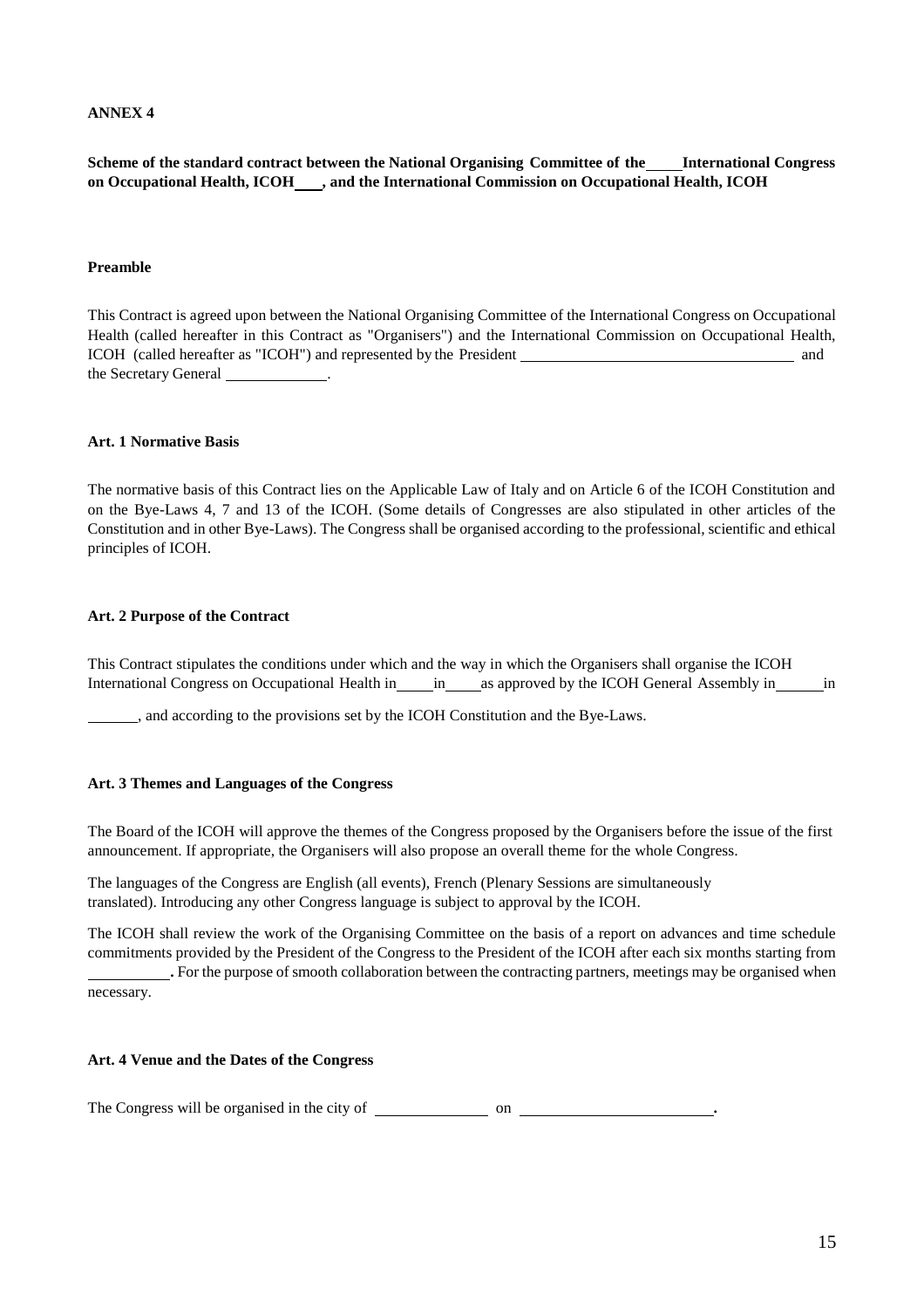**ANNEX 4**

**Scheme of the standard contract between the National Organising Committee of the \_\_\_\_ International Congress on Occupational Health, ICOH \_\_\_, and the International Commission on Occupational Health, ICOH**

**Preamble**

This Contract is agreed upon between the National Organising Committee of the International Congress on Occupational Health (called hereafter in this Contract as "Organisers") and the International Commission on Occupational Health, ICOH (called hereafter as "ICOH") and represented by the President \_\_\_\_\_\_\_\_\_\_\_\_\_\_\_\_\_\_\_\_\_\_\_\_\_\_\_\_\_\_\_\_\_\_\_\_ and the Secretary General \_\_\_\_\_\_\_\_\_\_\_\_\_.

**Art. 1 Normative Basis**

The normative basis of this Contract lies on the Applicable Law of Italy and on Article 6 of the ICOH Constitution and on the Bye-Laws 4, 7 and 13 of the ICOH. (Some details of Congresses are also stipulated in other articles of the Constitution and in other Bye-Laws). The Congress shall be organised according to the professional, scientific and ethical principles of ICOH.

**Art. 2 Purpose of the Contract**

This Contract stipulates the conditions under which and the way in which the Organisers shall organise the ICOH International Congress on Occupational Health in \_\_\_\_ in \_\_\_\_ as approved by the ICOH General Assembly in \_\_\_\_\_\_ in \_\_\_\_\_\_, and according to the provisions set by the ICOH Constitution and the Bye-Laws.

**Art. 3 Themes and Languages of the Congress**

The Board of the ICOH will approve the themes of the Congress proposed by the Organisers before the issue of the first announcement. If appropriate, the Organisers will also propose an overall theme for the whole Congress.

The languages of the Congress are English (all events), French (Plenary Sessions are simultaneously translated). Introducing any other Congress language is subject to approval by the ICOH.

The ICOH shall review the work of the Organising Committee on the basis of a report on advances and time schedule commitments provided by the President of the Congress to the President of the ICOH after each six months starting from \_\_\_\_\_\_\_\_\_\_. For the purpose of smooth collaboration between the contracting partners, meetings may be organised when necessary.

**Art. 4 Venue and the Dates of the Congress**

The Congress will be organised in the city of \_\_\_\_\_\_\_\_\_\_\_\_\_\_ on \_\_\_\_\_\_\_\_\_\_\_\_\_\_\_\_\_\_\_\_\_\_\_\_\_.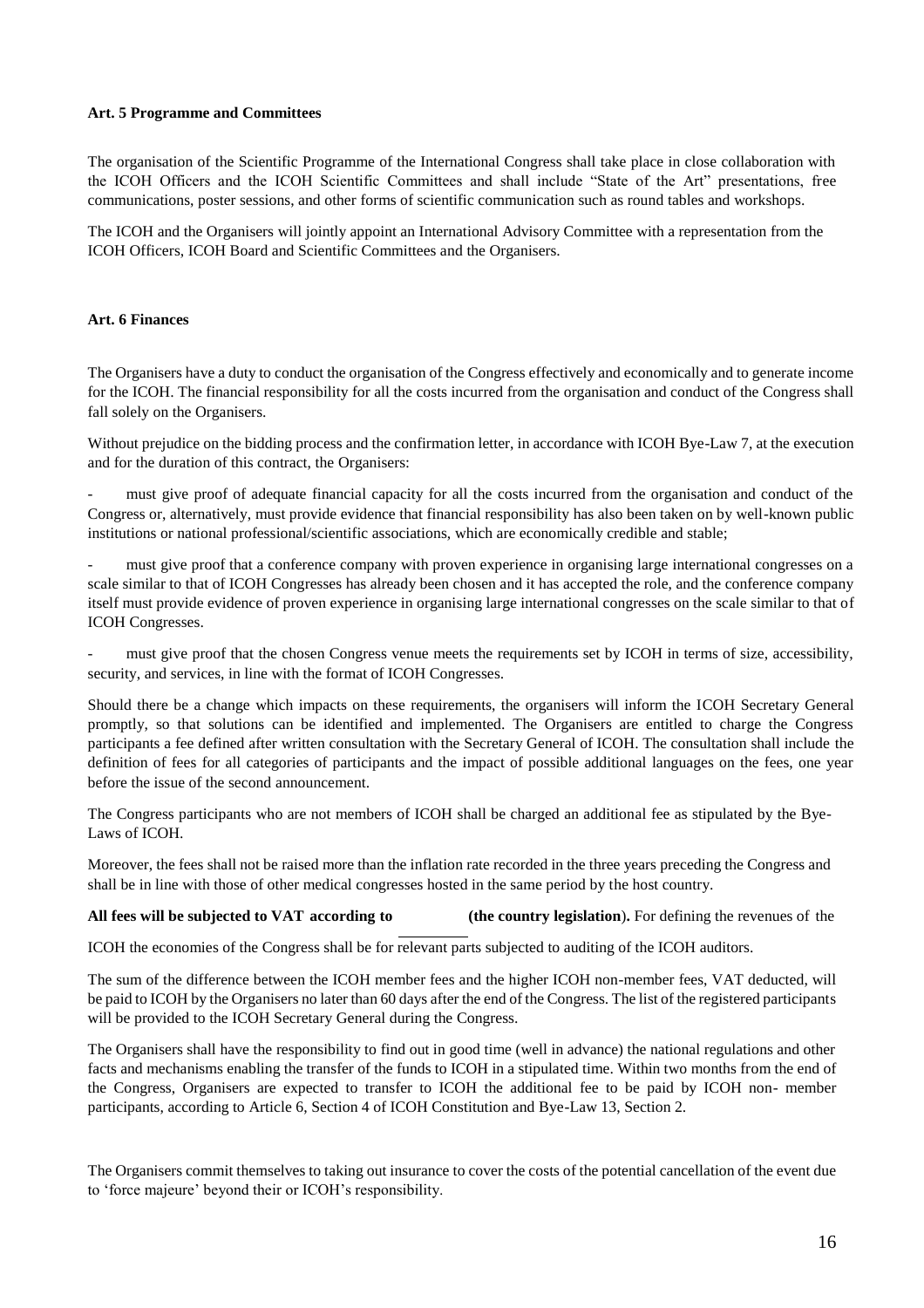**Art. 5 Programme and Committees**

The organisation of the Scientific Programme of the International Congress shall take place in close collaboration with the ICOH Officers and the ICOH Scientific Committees and shall include "State of the Art" presentations, free communications, poster sessions, and other forms of scientific communication such as round tables and workshops.

The ICOH and the Organisers will jointly appoint an International Advisory Committee with a representation from the ICOH Officers, ICOH Board and Scientific Committees and the Organisers.

**Art. 6 Finances**

The Organisers have a duty to conduct the organisation of the Congress effectively and economically and to generate income for the ICOH. The financial responsibility for all the costs incurred from the organisation and conduct of the Congress shall fall solely on the Organisers.

Without prejudice on the bidding process and the confirmation letter, in accordance with ICOH Bye-Law 7, at the execution and for the duration of this contract, the Organisers:

- must give proof of adequate financial capacity for all the costs incurred from the organisation and conduct of the Congress or, alternatively, must provide evidence that financial responsibility has also been taken on by well-known public institutions or national professional/scientific associations, which are economically credible and stable;
- must give proof that a conference company with proven experience in organising large international congresses on a scale similar to that of ICOH Congresses has already been chosen and it has accepted the role, and the conference company itself must provide evidence of proven experience in organising large international congresses on the scale similar to that of ICOH Congresses.
- must give proof that the chosen Congress venue meets the requirements set by ICOH in terms of size, accessibility, security, and services, in line with the format of ICOH Congresses.

Should there be a change which impacts on these requirements, the organisers will inform the ICOH Secretary General promptly, so that solutions can be identified and implemented. The Organisers are entitled to charge the Congress participants a fee defined after written consultation with the Secretary General of ICOH. The consultation shall include the definition of fees for all categories of participants and the impact of possible additional languages on the fees, one year before the issue of the second announcement.

The Congress participants who are not members of ICOH shall be charged an additional fee as stipulated by the Bye-Laws of ICOH.

Moreover, the fees shall not be raised more than the inflation rate recorded in the three years preceding the Congress and shall be in line with those of other medical congresses hosted in the same period by the host country.

**All fees will be subjected to VAT according to \_\_\_\_\_\_\_\_ (the country legislation**). For defining the revenues of the ICOH the economies of the Congress shall be for relevant parts subjected to auditing of the ICOH auditors.

The sum of the difference between the ICOH member fees and the higher ICOH non-member fees, VAT deducted, will be paid to ICOH by the Organisers no later than 60 days after the end of the Congress. The list of the registered participants will be provided to the ICOH Secretary General during the Congress.

The Organisers shall have the responsibility to find out in good time (well in advance) the national regulations and other facts and mechanisms enabling the transfer of the funds to ICOH in a stipulated time. Within two months from the end of the Congress, Organisers are expected to transfer to ICOH the additional fee to be paid by ICOH non- member participants, according to Article 6, Section 4 of ICOH Constitution and Bye-Law 13, Section 2.

The Organisers commit themselves to taking out insurance to cover the costs of the potential cancellation of the event due to 'force majeure' beyond their or ICOH's responsibility.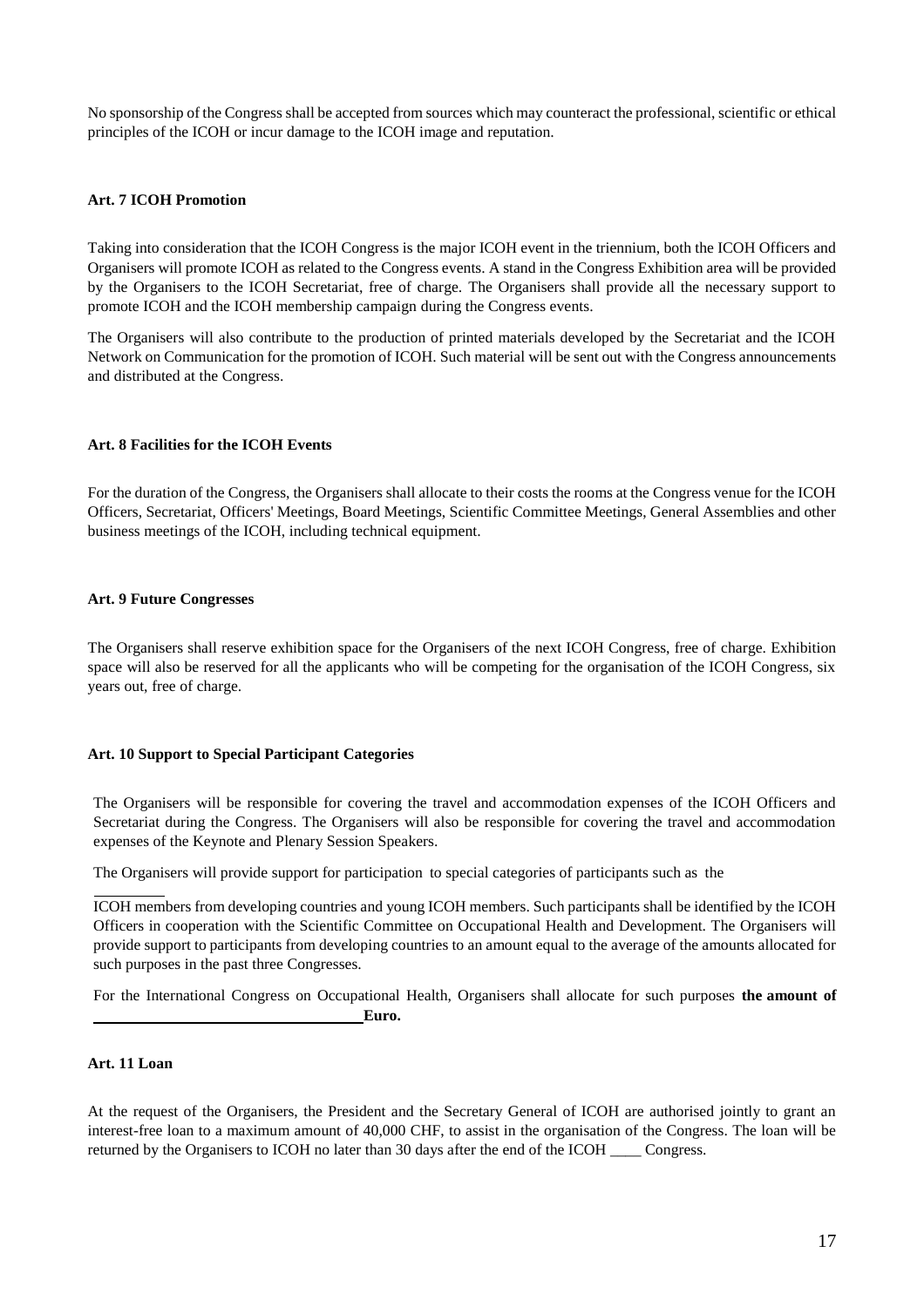No sponsorship of the Congress shall be accepted from sources which may counteract the professional, scientific or ethical principles of the ICOH or incur damage to the ICOH image and reputation.

**Art. 7 ICOH Promotion**

Taking into consideration that the ICOH Congress is the major ICOH event in the triennium, both the ICOH Officers and Organisers will promote ICOH as related to the Congress events. A stand in the Congress Exhibition area will be provided by the Organisers to the ICOH Secretariat, free of charge. The Organisers shall provide all the necessary support to promote ICOH and the ICOH membership campaign during the Congress events.

The Organisers will also contribute to the production of printed materials developed by the Secretariat and the ICOH Network on Communication for the promotion of ICOH. Such material will be sent out with the Congress announcements and distributed at the Congress.

**Art. 8 Facilities for the ICOH Events**

For the duration of the Congress, the Organisers shall allocate to their costs the rooms at the Congress venue for the ICOH Officers, Secretariat, Officers' Meetings, Board Meetings, Scientific Committee Meetings, General Assemblies and other business meetings of the ICOH, including technical equipment.

**Art. 9 Future Congresses**

The Organisers shall reserve exhibition space for the Organisers of the next ICOH Congress, free of charge. Exhibition space will also be reserved for all the applicants who will be competing for the organisation of the ICOH Congress, six years out, free of charge.

**Art. 10 Support to Special Participant Categories**

The Organisers will be responsible for covering the travel and accommodation expenses of the ICOH Officers and Secretariat during the Congress. The Organisers will also be responsible for covering the travel and accommodation expenses of the Keynote and Plenary Session Speakers.

The Organisers will provide support for participation to special categories of participants such as the

ICOH members from developing countries and young ICOH members. Such participants shall be identified by the ICOH Officers in cooperation with the Scientific Committee on Occupational Health and Development. The Organisers will provide support to participants from developing countries to an amount equal to the average of the amounts allocated for such purposes in the past three Congresses.

For the International Congress on Occupational Health, Organisers shall allocate for such purposes **the amount of ________________________ Euro.**

**Art. 11 Loan**

At the request of the Organisers, the President and the Secretary General of ICOH are authorised jointly to grant an interest-free loan to a maximum amount of 40,000 CHF, to assist in the organisation of the Congress. The loan will be returned by the Organisers to ICOH no later than 30 days after the end of the ICOH ____ Congress.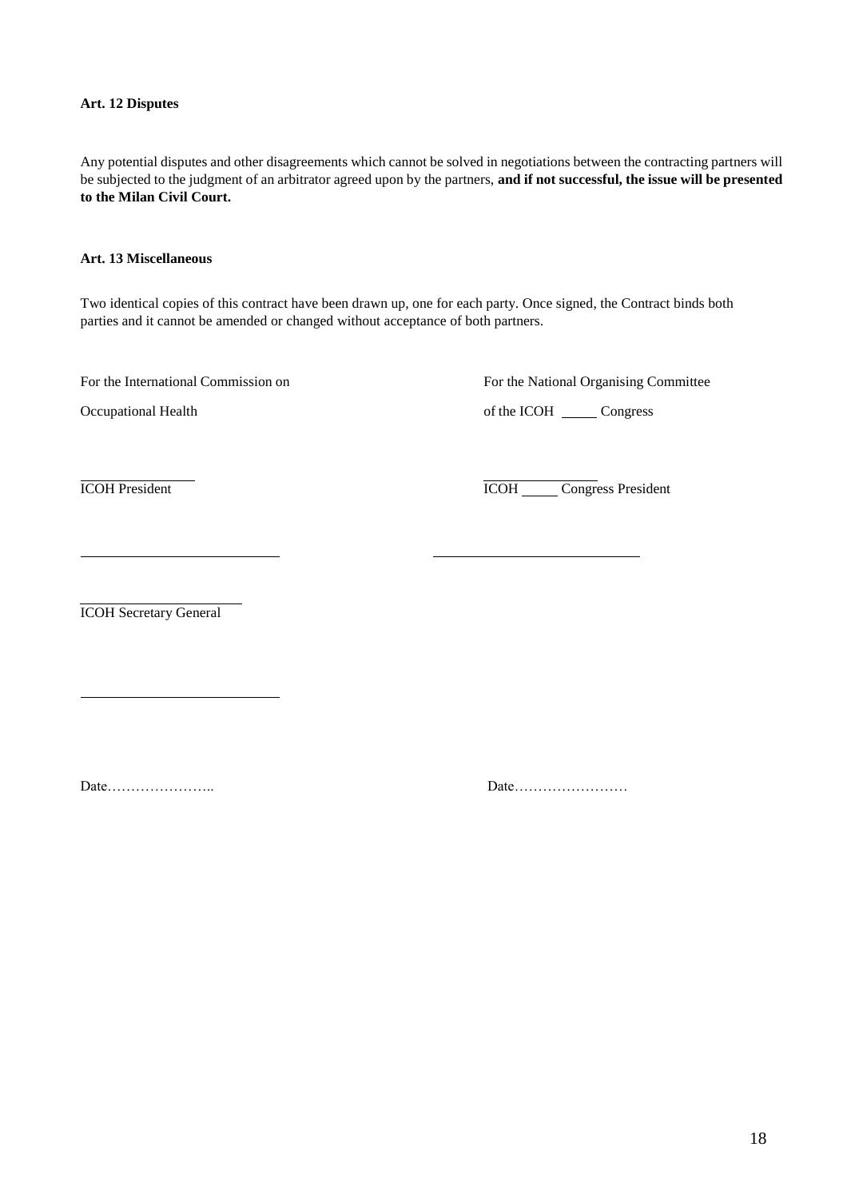**Art. 12 Disputes**

Any potential disputes and other disagreements which cannot be solved in negotiations between the contracting partners will be subjected to the judgment of an arbitrator agreed upon by the partners, **and if not successful, the issue will be presented to the Milan Civil Court.**

**Art. 13 Miscellaneous**

Two identical copies of this contract have been drawn up, one for each party. Once signed, the Contract binds both parties and it cannot be amended or changed without acceptance of both partners.

For the International Commission on Occupational Health

ICOH President

\_\_\_\_\_\_\_\_\_\_\_\_\_\_\_\_\_\_\_\_\_\_\_\_\_\_

ICOH Secretary General

\_\_\_\_\_\_\_\_\_\_\_\_\_\_\_\_\_\_\_\_\_\_\_\_\_\_

Date…………………..

For the National Organising Committee of the ICOH \_\_\_\_\_ Congress

ICOH \_\_\_\_\_ Congress President

\_\_\_\_\_\_\_\_\_\_\_\_\_\_\_\_\_\_\_\_\_\_\_\_\_\_

Date……………………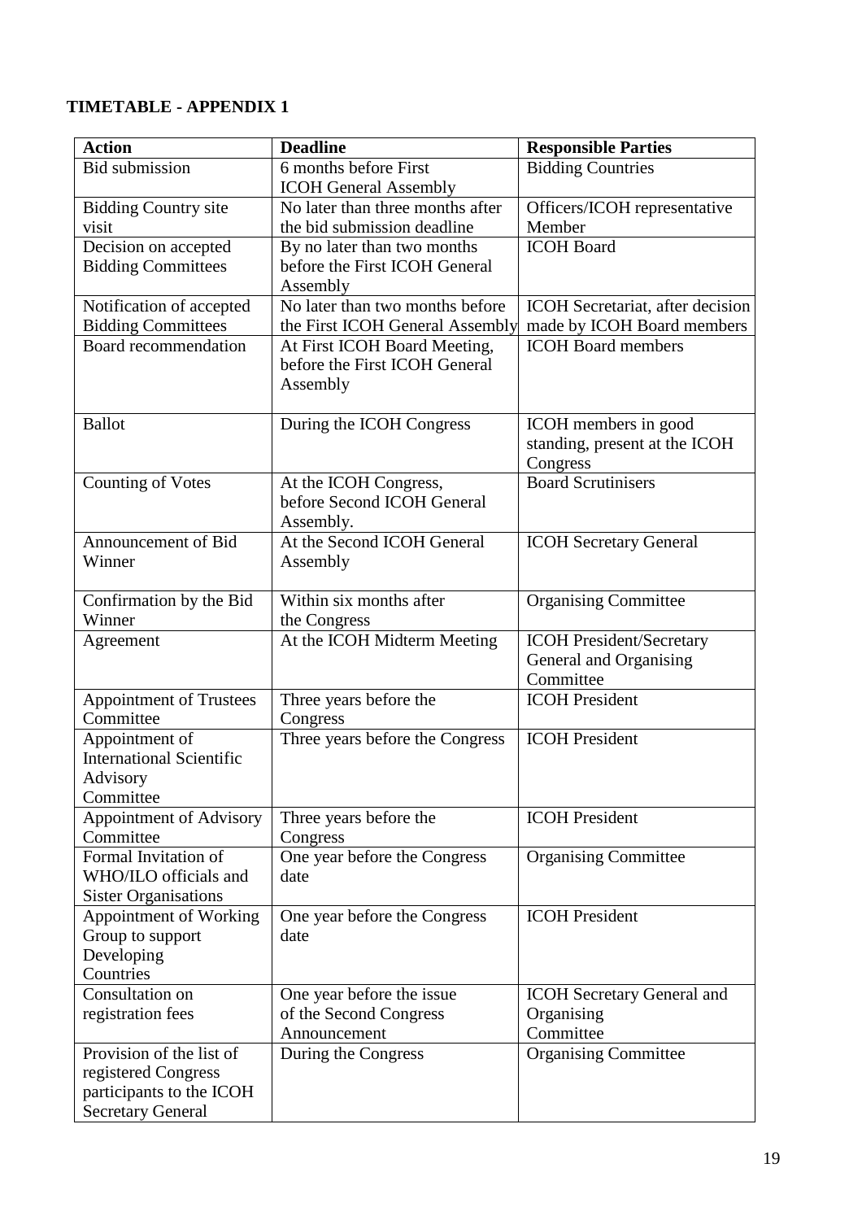**TIMETABLE - APPENDIX 1**

| Action | Deadline | Responsible Parties |
|---|---|---|
| Bid submission | 6 months before First ICOH General Assembly | Bidding Countries |
| Bidding Country site visit | No later than three months after the bid submission deadline | Officers/ICOH representative Member |
| Decision on accepted Bidding Committees | By no later than two months before the First ICOH General Assembly | ICOH Board |
| Notification of accepted Bidding Committees | No later than two months before the First ICOH General Assembly | ICOH Secretariat, after decision made by ICOH Board members |
| Board recommendation | At First ICOH Board Meeting, before the First ICOH General Assembly | ICOH Board members |
| Ballot | During the ICOH Congress | ICOH members in good standing, present at the ICOH Congress |
| Counting of Votes | At the ICOH Congress, before Second ICOH General Assembly. | Board Scrutinisers |
| Announcement of Bid Winner | At the Second ICOH General Assembly | ICOH Secretary General |
| Confirmation by the Bid Winner | Within six months after the Congress | Organising Committee |
| Agreement | At the ICOH Midterm Meeting | ICOH President/Secretary General and Organising Committee |
| Appointment of Trustees Committee | Three years before the Congress | ICOH President |
| Appointment of International Scientific Advisory Committee | Three years before the Congress | ICOH President |
| Appointment of Advisory Committee | Three years before the Congress | ICOH President |
| Formal Invitation of WHO/ILO officials and Sister Organisations | One year before the Congress date | Organising Committee |
| Appointment of Working Group to support Developing Countries | One year before the Congress date | ICOH President |
| Consultation on registration fees | One year before the issue of the Second Congress Announcement | ICOH Secretary General and Organising Committee |
| Provision of the list of registered Congress participants to the ICOH Secretary General | During the Congress | Organising Committee |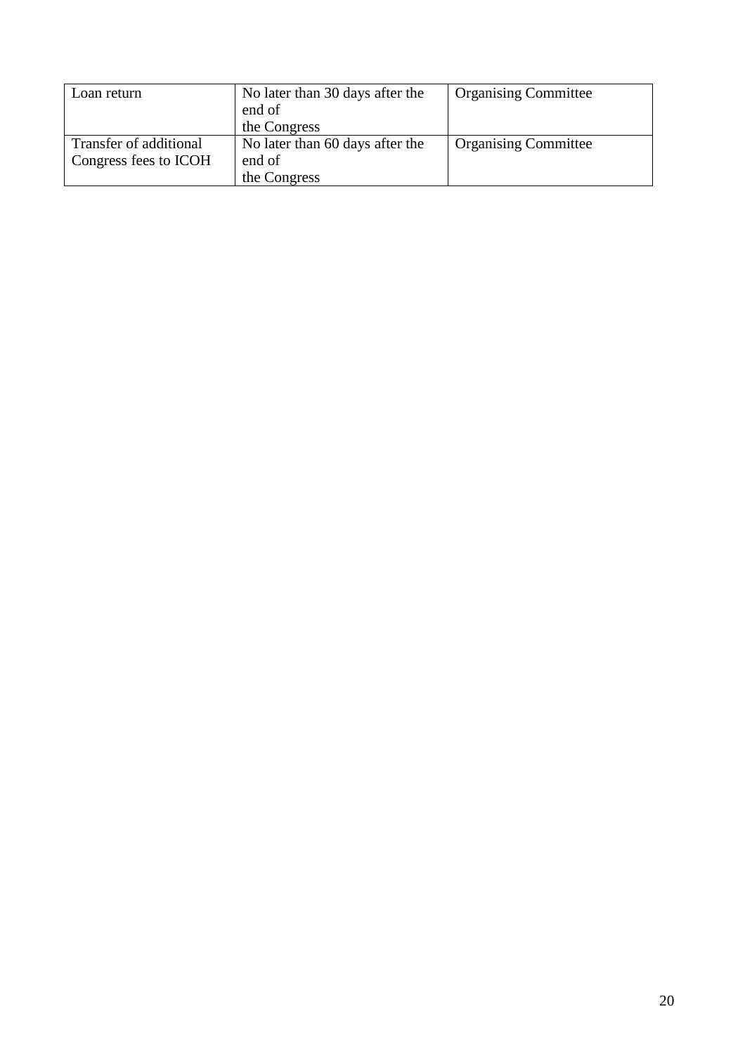| Loan return | No later than 30 days after the end of the Congress | Organising Committee |
|---|---|---|
| Transfer of additional Congress fees to ICOH | No later than 60 days after the end of the Congress | Organising Committee |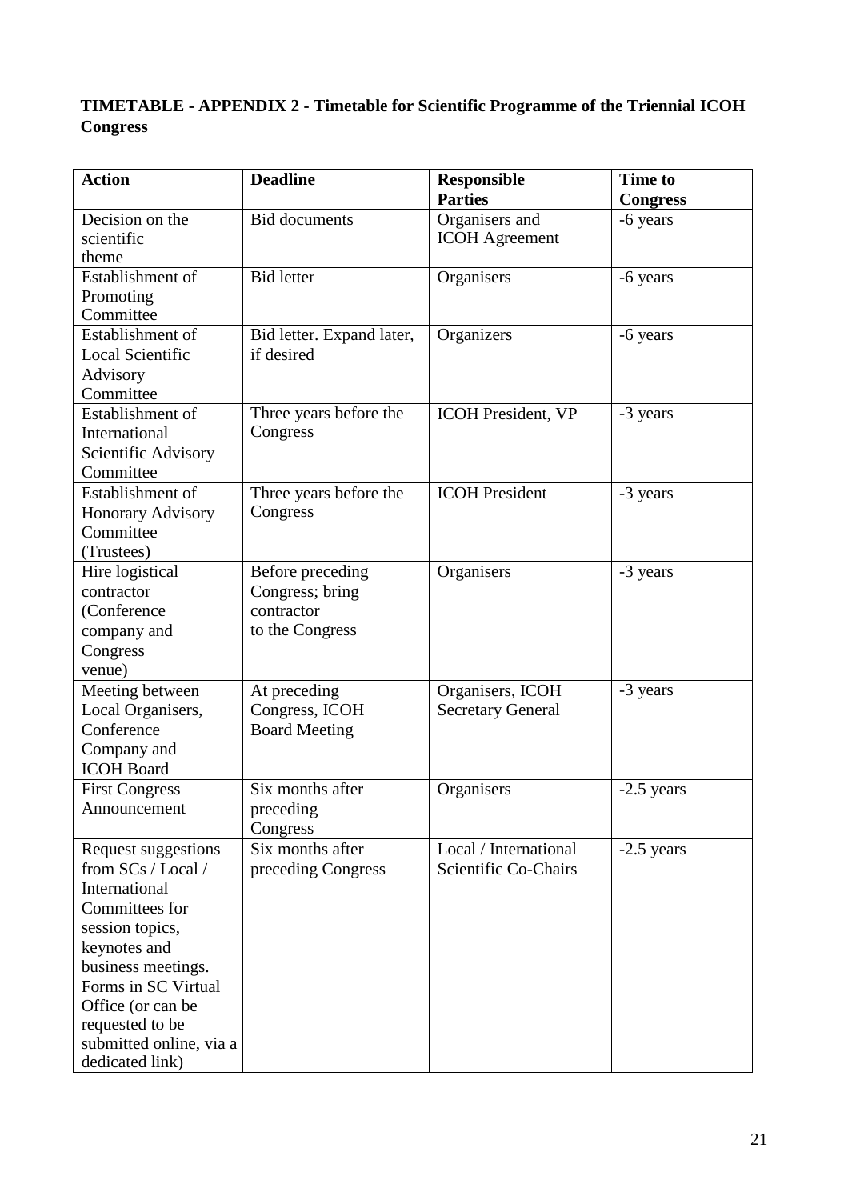**TIMETABLE - APPENDIX 2 - Timetable for Scientific Programme of the Triennial ICOH Congress**

| Action | Deadline | Responsible Parties | Time to Congress |
|---|---|---|---|
| Decision on the scientific theme | Bid documents | Organisers and ICOH Agreement | -6 years |
| Establishment of Promoting Committee | Bid letter | Organisers | -6 years |
| Establishment of Local Scientific Advisory Committee | Bid letter. Expand later, if desired | Organizers | -6 years |
| Establishment of International Scientific Advisory Committee | Three years before the Congress | ICOH President, VP | -3 years |
| Establishment of Honorary Advisory Committee (Trustees) | Three years before the Congress | ICOH President | -3 years |
| Hire logistical contractor (Conference company and Congress venue) | Before preceding Congress; bring contractor to the Congress | Organisers | -3 years |
| Meeting between Local Organisers, Conference Company and ICOH Board | At preceding Congress, ICOH Board Meeting | Organisers, ICOH Secretary General | -3 years |
| First Congress Announcement | Six months after preceding Congress | Organisers | -2.5 years |
| Request suggestions from SCs / Local / International Committees for session topics, keynotes and business meetings. Forms in SC Virtual Office (or can be requested to be submitted online, via a dedicated link) | Six months after preceding Congress | Local / International Scientific Co-Chairs | -2.5 years |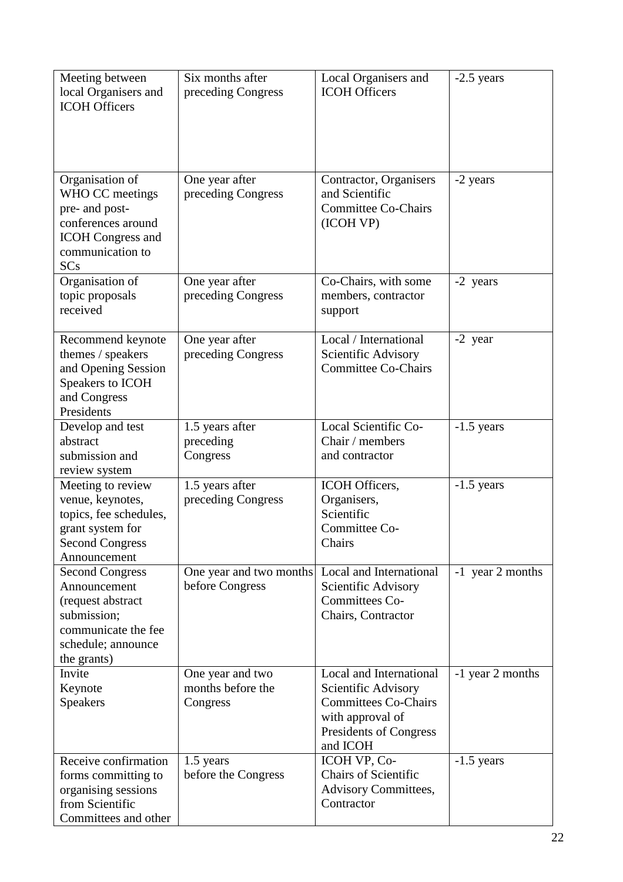| Meeting between local Organisers and ICOH Officers | Six months after preceding Congress | Local Organisers and ICOH Officers | -2.5 years |
|---|---|---|---|
| Organisation of WHO CC meetings pre- and post-conferences around ICOH Congress and communication to SCs | One year after preceding Congress | Contractor, Organisers and Scientific Committee Co-Chairs (ICOH VP) | -2 years |
| Organisation of topic proposals received | One year after preceding Congress | Co-Chairs, with some members, contractor support | -2 years |
| Recommend keynote themes / speakers and Opening Session Speakers to ICOH and Congress Presidents | One year after preceding Congress | Local / International Scientific Advisory Committee Co-Chairs | -2 year |
| Develop and test abstract submission and review system | 1.5 years after preceding Congress | Local Scientific Co-Chair / members and contractor | -1.5 years |
| Meeting to review venue, keynotes, topics, fee schedules, grant system for Second Congress Announcement | 1.5 years after preceding Congress | ICOH Officers, Organisers, Scientific Committee Co-Chairs | -1.5 years |
| Second Congress Announcement (request abstract submission; communicate the fee schedule; announce the grants) | One year and two months before Congress | Local and International Scientific Advisory Committees Co-Chairs, Contractor | -1 year 2 months |
| Invite Keynote Speakers | One year and two months before the Congress | Local and International Scientific Advisory Committees Co-Chairs with approval of Presidents of Congress and ICOH | -1 year 2 months |
| Receive confirmation forms committing to organising sessions from Scientific Committees and other | 1.5 years before the Congress | ICOH VP, Co-Chairs of Scientific Advisory Committees, Contractor | -1.5 years |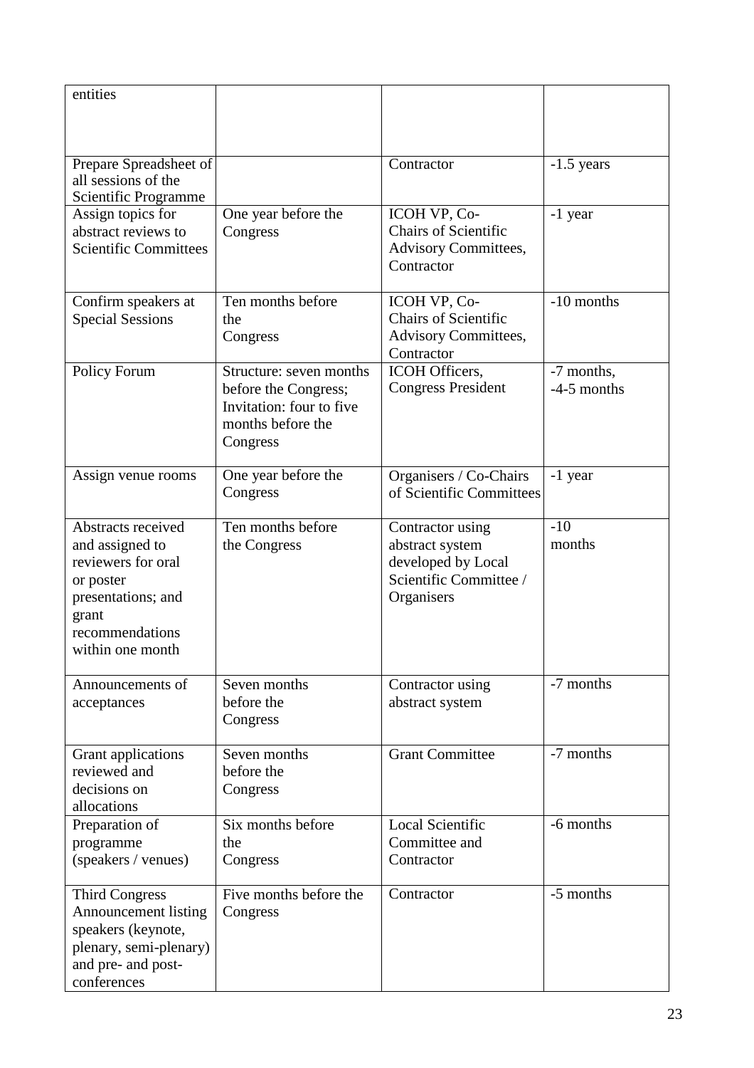| entities | | | |
|---|---|---|---|
| Prepare Spreadsheet of all sessions of the Scientific Programme | | Contractor | -1.5 years |
| Assign topics for abstract reviews to Scientific Committees | One year before the Congress | ICOH VP, Co-Chairs of Scientific Advisory Committees, Contractor | -1 year |
| Confirm speakers at Special Sessions | Ten months before the Congress | ICOH VP, Co-Chairs of Scientific Advisory Committees, Contractor | -10 months |
| Policy Forum | Structure: seven months before the Congress; Invitation: four to five months before the Congress | ICOH Officers, Congress President | -7 months, -4-5 months |
| Assign venue rooms | One year before the Congress | Organisers / Co-Chairs of Scientific Committees | -1 year |
| Abstracts received and assigned to reviewers for oral or poster presentations; and grant recommendations within one month | Ten months before the Congress | Contractor using abstract system developed by Local Scientific Committee / Organisers | -10 months |
| Announcements of acceptances | Seven months before the Congress | Contractor using abstract system | -7 months |
| Grant applications reviewed and decisions on allocations | Seven months before the Congress | Grant Committee | -7 months |
| Preparation of programme (speakers / venues) | Six months before the Congress | Local Scientific Committee and Contractor | -6 months |
| Third Congress Announcement listing speakers (keynote, plenary, semi-plenary) and pre- and post-conferences | Five months before the Congress | Contractor | -5 months |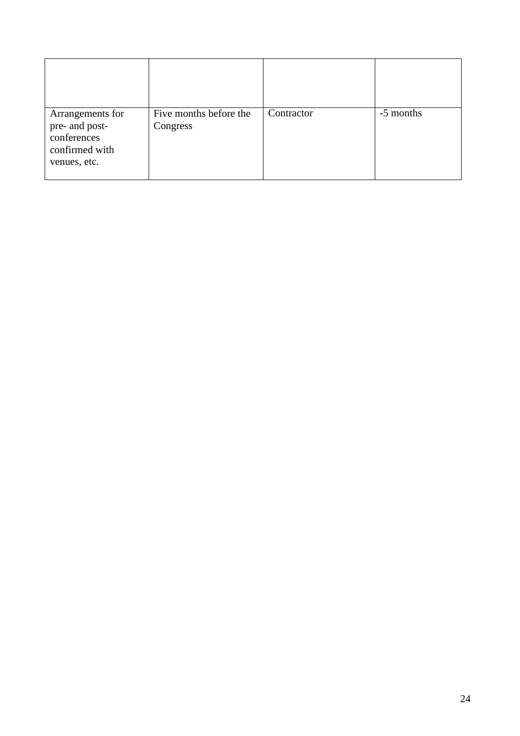| | | | |
|---|---|---|---|
| Arrangements for pre- and post-conferences confirmed with venues, etc. | Five months before the Congress | Contractor | -5 months |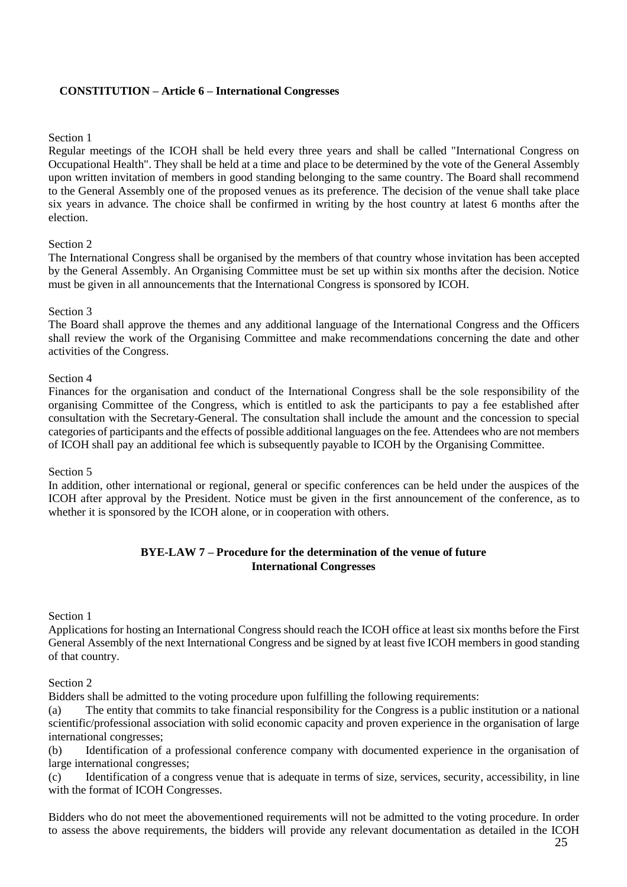## CONSTITUTION – Article 6 – International Congresses

Section 1

Regular meetings of the ICOH shall be held every three years and shall be called "International Congress on Occupational Health". They shall be held at a time and place to be determined by the vote of the General Assembly upon written invitation of members in good standing belonging to the same country. The Board shall recommend to the General Assembly one of the proposed venues as its preference. The decision of the venue shall take place six years in advance. The choice shall be confirmed in writing by the host country at latest 6 months after the election.

Section 2

The International Congress shall be organised by the members of that country whose invitation has been accepted by the General Assembly. An Organising Committee must be set up within six months after the decision. Notice must be given in all announcements that the International Congress is sponsored by ICOH.

Section 3

The Board shall approve the themes and any additional language of the International Congress and the Officers shall review the work of the Organising Committee and make recommendations concerning the date and other activities of the Congress.

Section 4

Finances for the organisation and conduct of the International Congress shall be the sole responsibility of the organising Committee of the Congress, which is entitled to ask the participants to pay a fee established after consultation with the Secretary-General. The consultation shall include the amount and the concession to special categories of participants and the effects of possible additional languages on the fee. Attendees who are not members of ICOH shall pay an additional fee which is subsequently payable to ICOH by the Organising Committee.

Section 5

In addition, other international or regional, general or specific conferences can be held under the auspices of the ICOH after approval by the President. Notice must be given in the first announcement of the conference, as to whether it is sponsored by the ICOH alone, or in cooperation with others.

## BYE-LAW 7 – Procedure for the determination of the venue of future International Congresses

Section 1

Applications for hosting an International Congress should reach the ICOH office at least six months before the First General Assembly of the next International Congress and be signed by at least five ICOH members in good standing of that country.

Section 2

Bidders shall be admitted to the voting procedure upon fulfilling the following requirements:

(a) The entity that commits to take financial responsibility for the Congress is a public institution or a national scientific/professional association with solid economic capacity and proven experience in the organisation of large international congresses;

(b) Identification of a professional conference company with documented experience in the organisation of large international congresses;

(c) Identification of a congress venue that is adequate in terms of size, services, security, accessibility, in line with the format of ICOH Congresses.

Bidders who do not meet the abovementioned requirements will not be admitted to the voting procedure. In order to assess the above requirements, the bidders will provide any relevant documentation as detailed in the ICOH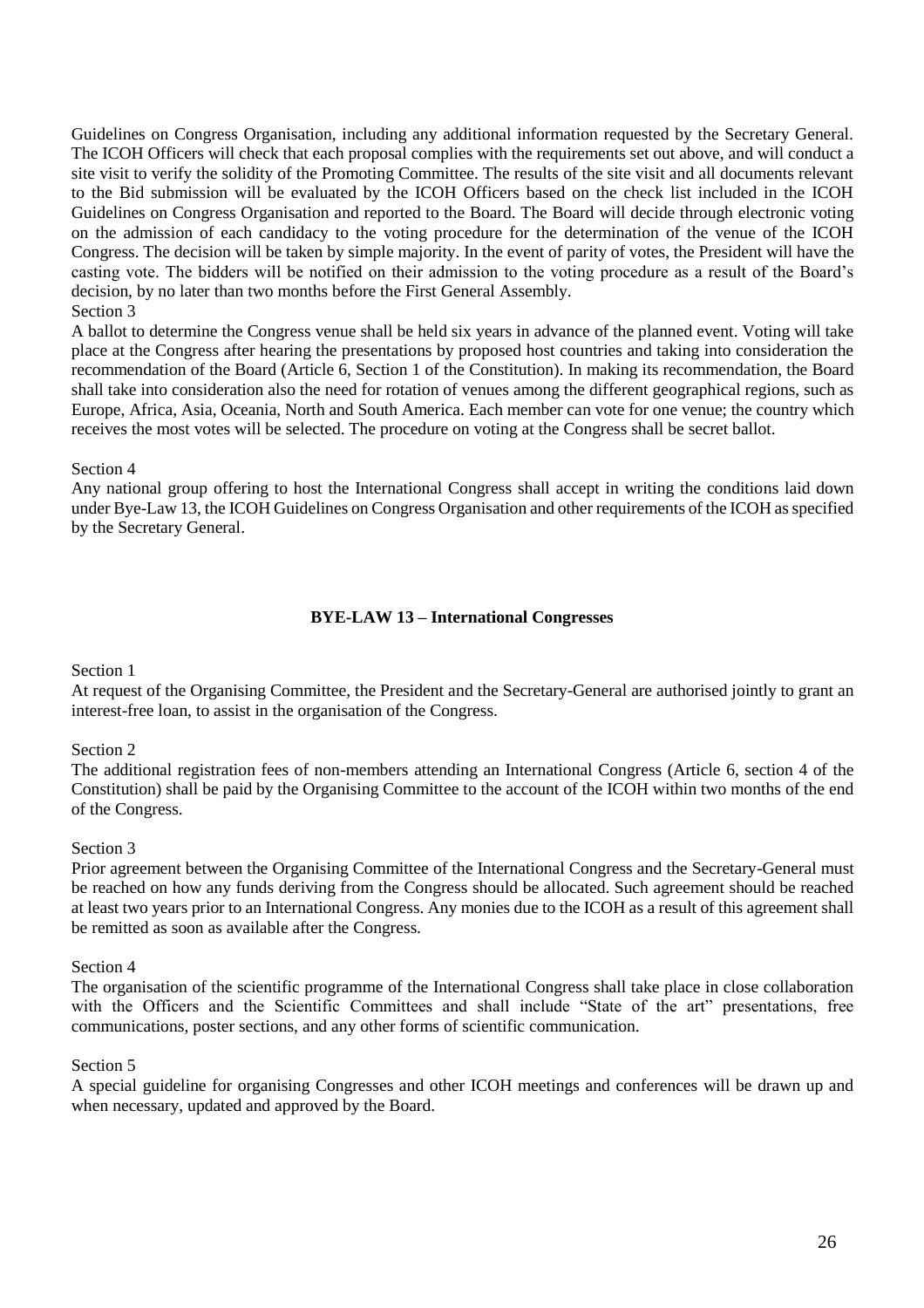Guidelines on Congress Organisation, including any additional information requested by the Secretary General. The ICOH Officers will check that each proposal complies with the requirements set out above, and will conduct a site visit to verify the solidity of the Promoting Committee. The results of the site visit and all documents relevant to the Bid submission will be evaluated by the ICOH Officers based on the check list included in the ICOH Guidelines on Congress Organisation and reported to the Board. The Board will decide through electronic voting on the admission of each candidacy to the voting procedure for the determination of the venue of the ICOH Congress. The decision will be taken by simple majority. In the event of parity of votes, the President will have the casting vote. The bidders will be notified on their admission to the voting procedure as a result of the Board's decision, by no later than two months before the First General Assembly.

Section 3

A ballot to determine the Congress venue shall be held six years in advance of the planned event. Voting will take place at the Congress after hearing the presentations by proposed host countries and taking into consideration the recommendation of the Board (Article 6, Section 1 of the Constitution). In making its recommendation, the Board shall take into consideration also the need for rotation of venues among the different geographical regions, such as Europe, Africa, Asia, Oceania, North and South America. Each member can vote for one venue; the country which receives the most votes will be selected. The procedure on voting at the Congress shall be secret ballot.

Section 4

Any national group offering to host the International Congress shall accept in writing the conditions laid down under Bye-Law 13, the ICOH Guidelines on Congress Organisation and other requirements of the ICOH as specified by the Secretary General.

## BYE-LAW 13 – International Congresses

Section 1

At request of the Organising Committee, the President and the Secretary-General are authorised jointly to grant an interest-free loan, to assist in the organisation of the Congress.

Section 2

The additional registration fees of non-members attending an International Congress (Article 6, section 4 of the Constitution) shall be paid by the Organising Committee to the account of the ICOH within two months of the end of the Congress.

Section 3

Prior agreement between the Organising Committee of the International Congress and the Secretary-General must be reached on how any funds deriving from the Congress should be allocated. Such agreement should be reached at least two years prior to an International Congress. Any monies due to the ICOH as a result of this agreement shall be remitted as soon as available after the Congress.

Section 4

The organisation of the scientific programme of the International Congress shall take place in close collaboration with the Officers and the Scientific Committees and shall include "State of the art" presentations, free communications, poster sections, and any other forms of scientific communication.

Section 5

A special guideline for organising Congresses and other ICOH meetings and conferences will be drawn up and when necessary, updated and approved by the Board.